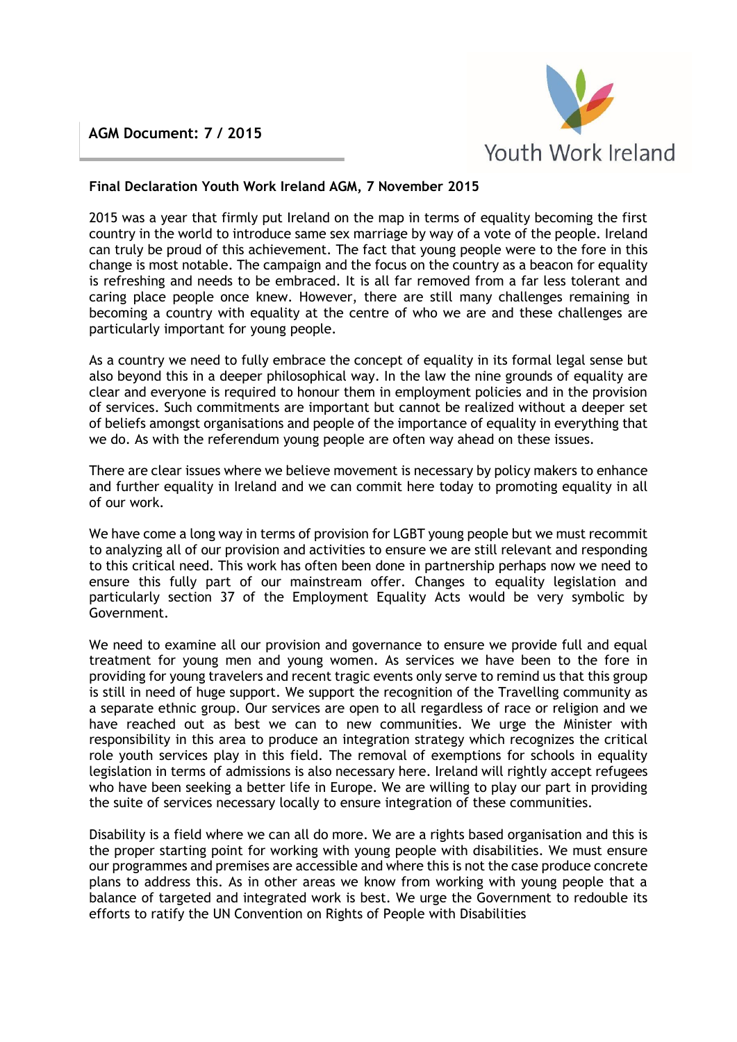**AGM Document: 7 / 2015**

Youth Work Ireland

**Final Declaration Youth Work Ireland AGM, 7 November 2015**

2015 was a year that firmly put Ireland on the map in terms of equality becoming the first country in the world to introduce same sex marriage by way of a vote of the people. Ireland can truly be proud of this achievement. The fact that young people were to the fore in this change is most notable. The campaign and the focus on the country as a beacon for equality is refreshing and needs to be embraced. It is all far removed from a far less tolerant and caring place people once knew. However, there are still many challenges remaining in becoming a country with equality at the centre of who we are and these challenges are particularly important for young people.

As a country we need to fully embrace the concept of equality in its formal legal sense but also beyond this in a deeper philosophical way. In the law the nine grounds of equality are clear and everyone is required to honour them in employment policies and in the provision of services. Such commitments are important but cannot be realized without a deeper set of beliefs amongst organisations and people of the importance of equality in everything that we do. As with the referendum young people are often way ahead on these issues.

There are clear issues where we believe movement is necessary by policy makers to enhance and further equality in Ireland and we can commit here today to promoting equality in all of our work.

We have come a long way in terms of provision for LGBT young people but we must recommit to analyzing all of our provision and activities to ensure we are still relevant and responding to this critical need. This work has often been done in partnership perhaps now we need to ensure this fully part of our mainstream offer. Changes to equality legislation and particularly section 37 of the Employment Equality Acts would be very symbolic by Government.

We need to examine all our provision and governance to ensure we provide full and equal treatment for young men and young women. As services we have been to the fore in providing for young travelers and recent tragic events only serve to remind us that this group is still in need of huge support. We support the recognition of the Travelling community as a separate ethnic group. Our services are open to all regardless of race or religion and we have reached out as best we can to new communities. We urge the Minister with responsibility in this area to produce an integration strategy which recognizes the critical role youth services play in this field. The removal of exemptions for schools in equality legislation in terms of admissions is also necessary here. Ireland will rightly accept refugees who have been seeking a better life in Europe. We are willing to play our part in providing the suite of services necessary locally to ensure integration of these communities.

Disability is a field where we can all do more. We are a rights based organisation and this is the proper starting point for working with young people with disabilities. We must ensure our programmes and premises are accessible and where this is not the case produce concrete plans to address this. As in other areas we know from working with young people that a balance of targeted and integrated work is best. We urge the Government to redouble its efforts to ratify the UN Convention on Rights of People with Disabilities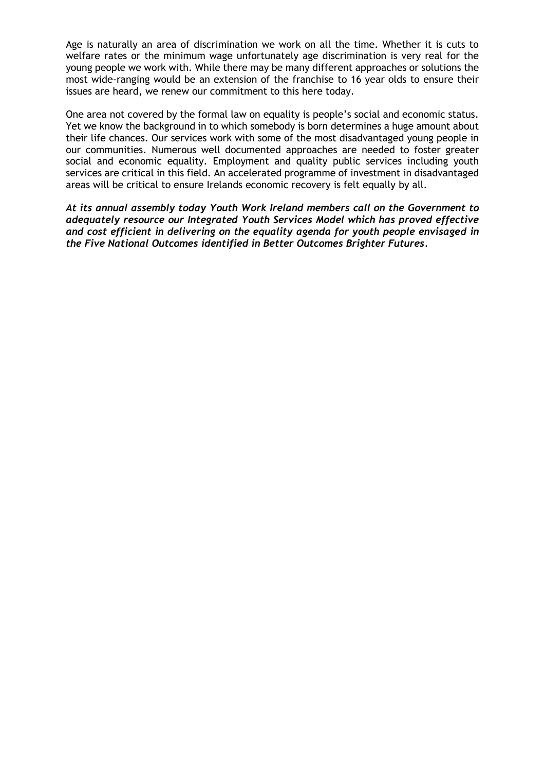Age is naturally an area of discrimination we work on all the time. Whether it is cuts to welfare rates or the minimum wage unfortunately age discrimination is very real for the young people we work with. While there may be many different approaches or solutions the most wide-ranging would be an extension of the franchise to 16 year olds to ensure their issues are heard, we renew our commitment to this here today.

One area not covered by the formal law on equality is people's social and economic status. Yet we know the background in to which somebody is born determines a huge amount about their life chances. Our services work with some of the most disadvantaged young people in our communities. Numerous well documented approaches are needed to foster greater social and economic equality. Employment and quality public services including youth services are critical in this field. An accelerated programme of investment in disadvantaged areas will be critical to ensure Irelands economic recovery is felt equally by all.

***At its annual assembly today Youth Work Ireland members call on the Government to adequately resource our Integrated Youth Services Model which has proved effective and cost efficient in delivering on the equality agenda for youth people envisaged in the Five National Outcomes identified in Better Outcomes Brighter Futures.***